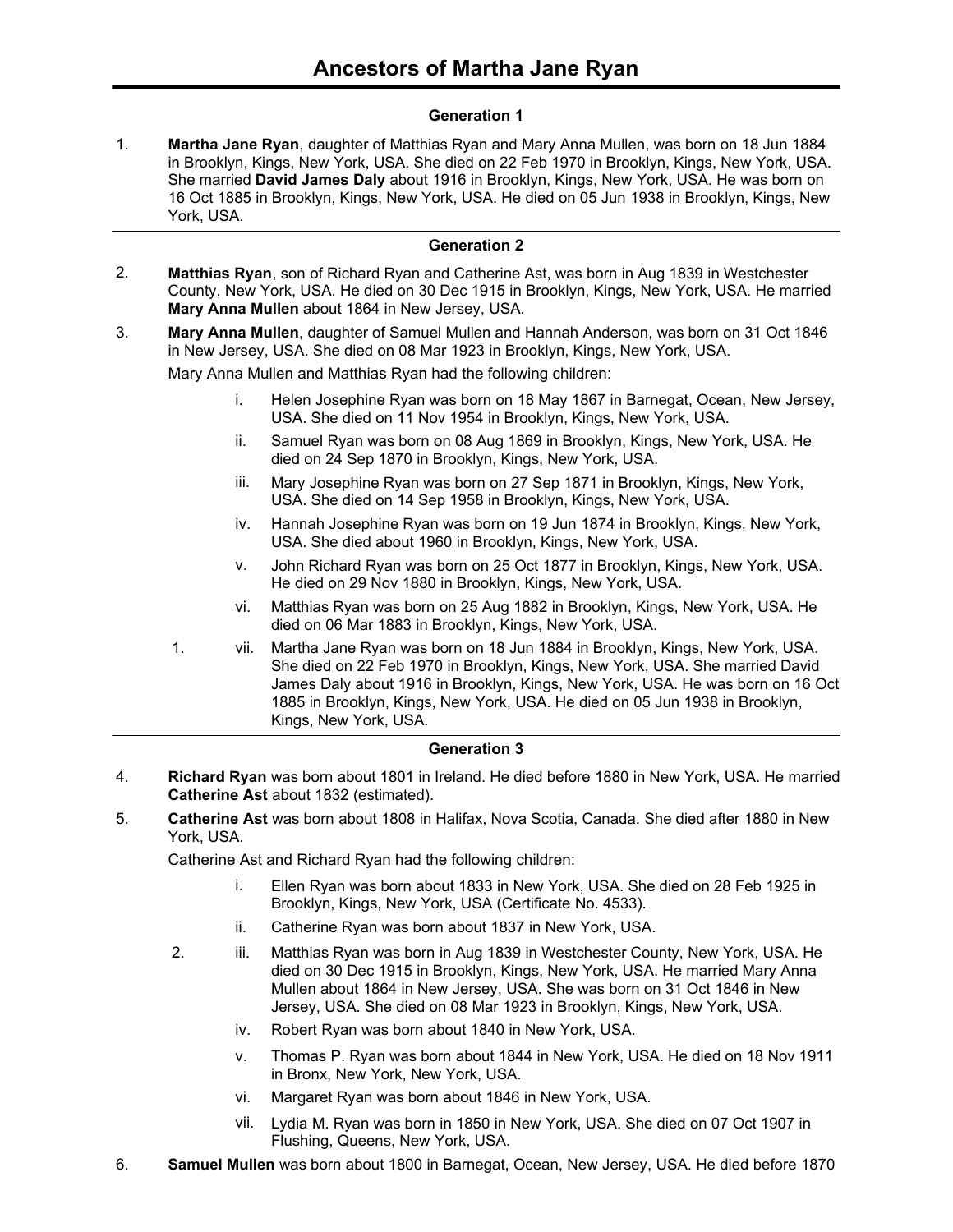# Ancestors of Martha Jane Ryan

### Generation 1

1. **Martha Jane Ryan**, daughter of Matthias Ryan and Mary Anna Mullen, was born on 18 Jun 1884 in Brooklyn, Kings, New York, USA. She died on 22 Feb 1970 in Brooklyn, Kings, New York, USA. She married **David James Daly** about 1916 in Brooklyn, Kings, New York, USA. He was born on 16 Oct 1885 in Brooklyn, Kings, New York, USA. He died on 05 Jun 1938 in Brooklyn, Kings, New York, USA.

---

### Generation 2

2. **Matthias Ryan**, son of Richard Ryan and Catherine Ast, was born in Aug 1839 in Westchester County, New York, USA. He died on 30 Dec 1915 in Brooklyn, Kings, New York, USA. He married **Mary Anna Mullen** about 1864 in New Jersey, USA.

3. **Mary Anna Mullen**, daughter of Samuel Mullen and Hannah Anderson, was born on 31 Oct 1846 in New Jersey, USA. She died on 08 Mar 1923 in Brooklyn, Kings, New York, USA.

   Mary Anna Mullen and Matthias Ryan had the following children:

   - i. Helen Josephine Ryan was born on 18 May 1867 in Barnegat, Ocean, New Jersey, USA. She died on 11 Nov 1954 in Brooklyn, Kings, New York, USA.
   - ii. Samuel Ryan was born on 08 Aug 1869 in Brooklyn, Kings, New York, USA. He died on 24 Sep 1870 in Brooklyn, Kings, New York, USA.
   - iii. Mary Josephine Ryan was born on 27 Sep 1871 in Brooklyn, Kings, New York, USA. She died on 14 Sep 1958 in Brooklyn, Kings, New York, USA.
   - iv. Hannah Josephine Ryan was born on 19 Jun 1874 in Brooklyn, Kings, New York, USA. She died about 1960 in Brooklyn, Kings, New York, USA.
   - v. John Richard Ryan was born on 25 Oct 1877 in Brooklyn, Kings, New York, USA. He died on 29 Nov 1880 in Brooklyn, Kings, New York, USA.
   - vi. Matthias Ryan was born on 25 Aug 1882 in Brooklyn, Kings, New York, USA. He died on 06 Mar 1883 in Brooklyn, Kings, New York, USA.
   - 1. vii. Martha Jane Ryan was born on 18 Jun 1884 in Brooklyn, Kings, New York, USA. She died on 22 Feb 1970 in Brooklyn, Kings, New York, USA. She married David James Daly about 1916 in Brooklyn, Kings, New York, USA. He was born on 16 Oct 1885 in Brooklyn, Kings, New York, USA. He died on 05 Jun 1938 in Brooklyn, Kings, New York, USA.

---

### Generation 3

4. **Richard Ryan** was born about 1801 in Ireland. He died before 1880 in New York, USA. He married **Catherine Ast** about 1832 (estimated).

5. **Catherine Ast** was born about 1808 in Halifax, Nova Scotia, Canada. She died after 1880 in New York, USA.

   Catherine Ast and Richard Ryan had the following children:

   - i. Ellen Ryan was born about 1833 in New York, USA. She died on 28 Feb 1925 in Brooklyn, Kings, New York, USA (Certificate No. 4533).
   - ii. Catherine Ryan was born about 1837 in New York, USA.
   - 2. iii. Matthias Ryan was born in Aug 1839 in Westchester County, New York, USA. He died on 30 Dec 1915 in Brooklyn, Kings, New York, USA. He married Mary Anna Mullen about 1864 in New Jersey, USA. She was born on 31 Oct 1846 in New Jersey, USA. She died on 08 Mar 1923 in Brooklyn, Kings, New York, USA.
   - iv. Robert Ryan was born about 1840 in New York, USA.
   - v. Thomas P. Ryan was born about 1844 in New York, USA. He died on 18 Nov 1911 in Bronx, New York, New York, USA.
   - vi. Margaret Ryan was born about 1846 in New York, USA.
   - vii. Lydia M. Ryan was born in 1850 in New York, USA. She died on 07 Oct 1907 in Flushing, Queens, New York, USA.

6. **Samuel Mullen** was born about 1800 in Barnegat, Ocean, New Jersey, USA. He died before 1870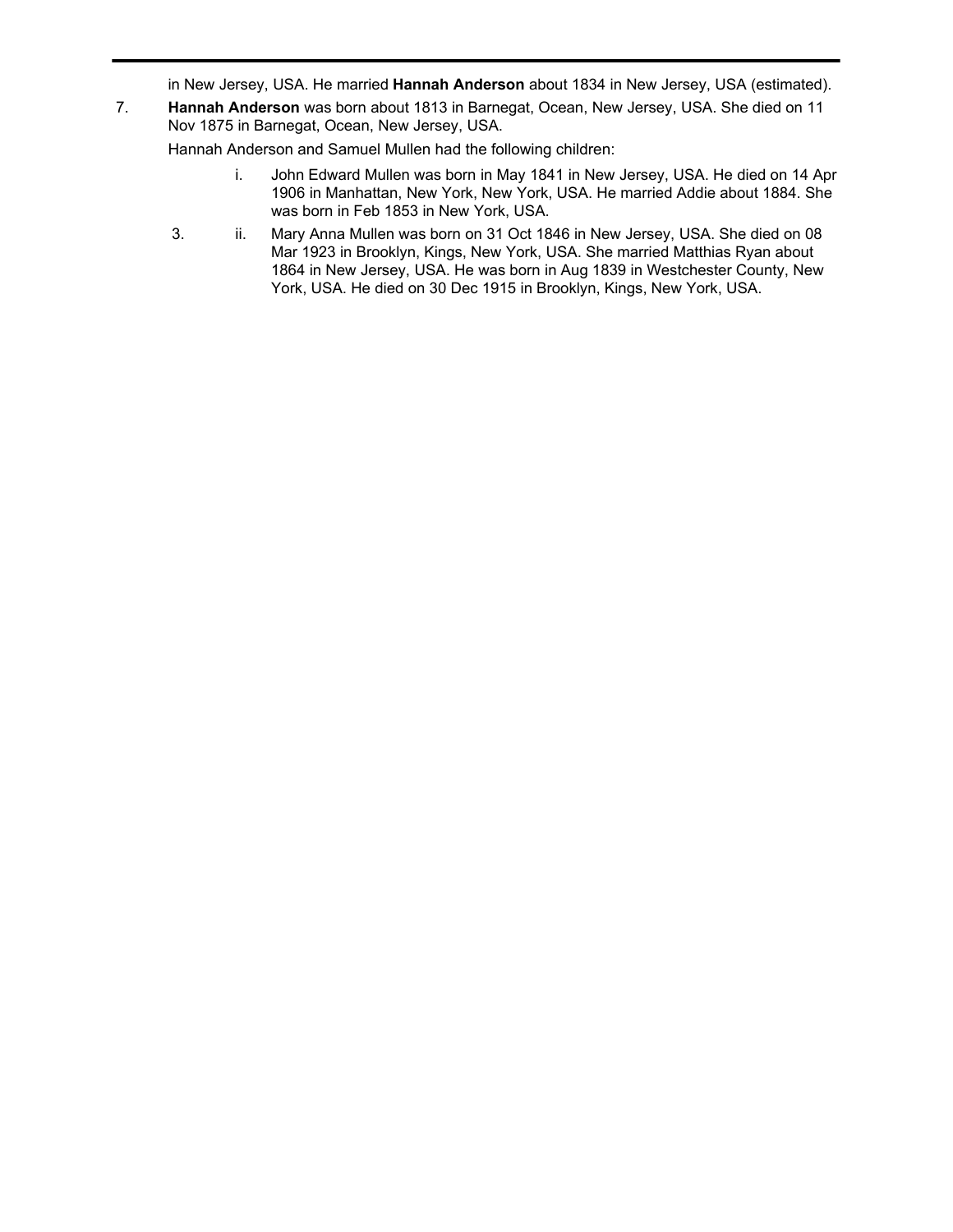in New Jersey, USA. He married **Hannah Anderson** about 1834 in New Jersey, USA (estimated).

7. **Hannah Anderson** was born about 1813 in Barnegat, Ocean, New Jersey, USA. She died on 11 Nov 1875 in Barnegat, Ocean, New Jersey, USA.

   Hannah Anderson and Samuel Mullen had the following children:

   - i. John Edward Mullen was born in May 1841 in New Jersey, USA. He died on 14 Apr 1906 in Manhattan, New York, New York, USA. He married Addie about 1884. She was born in Feb 1853 in New York, USA.
   - 3. ii. Mary Anna Mullen was born on 31 Oct 1846 in New Jersey, USA. She died on 08 Mar 1923 in Brooklyn, Kings, New York, USA. She married Matthias Ryan about 1864 in New Jersey, USA. He was born in Aug 1839 in Westchester County, New York, USA. He died on 30 Dec 1915 in Brooklyn, Kings, New York, USA.